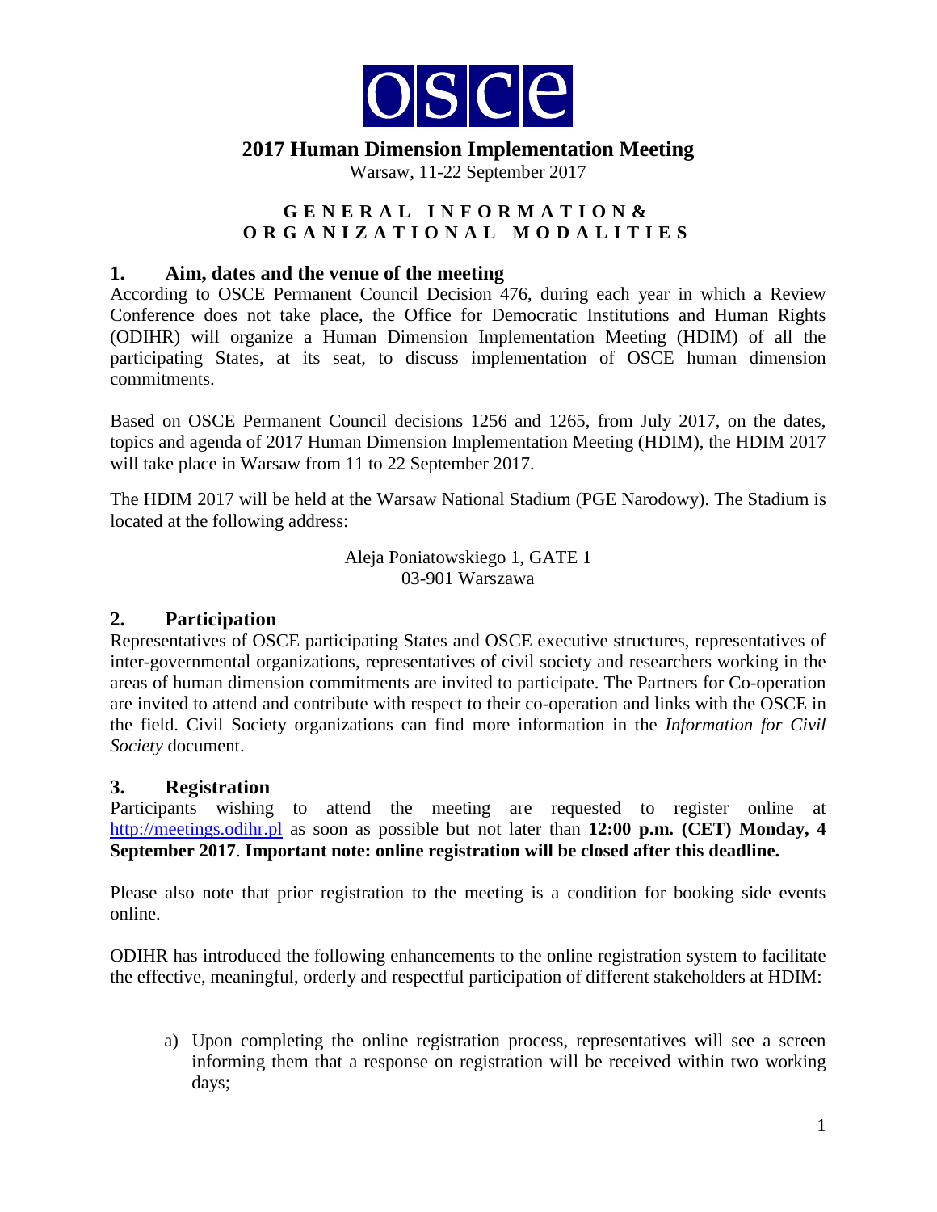OSCE

# 2017 Human Dimension Implementation Meeting

Warsaw, 11-22 September 2017

**GENERAL INFORMATION & ORGANIZATIONAL MODALITIES**

## 1. Aim, dates and the venue of the meeting

According to OSCE Permanent Council Decision 476, during each year in which a Review Conference does not take place, the Office for Democratic Institutions and Human Rights (ODIHR) will organize a Human Dimension Implementation Meeting (HDIM) of all the participating States, at its seat, to discuss implementation of OSCE human dimension commitments.

Based on OSCE Permanent Council decisions 1256 and 1265, from July 2017, on the dates, topics and agenda of 2017 Human Dimension Implementation Meeting (HDIM), the HDIM 2017 will take place in Warsaw from 11 to 22 September 2017.

The HDIM 2017 will be held at the Warsaw National Stadium (PGE Narodowy). The Stadium is located at the following address:

Aleja Poniatowskiego 1, GATE 1
03-901 Warszawa

## 2. Participation

Representatives of OSCE participating States and OSCE executive structures, representatives of inter-governmental organizations, representatives of civil society and researchers working in the areas of human dimension commitments are invited to participate. The Partners for Co-operation are invited to attend and contribute with respect to their co-operation and links with the OSCE in the field. Civil Society organizations can find more information in the *Information for Civil Society* document.

## 3. Registration

Participants wishing to attend the meeting are requested to register online at http://meetings.odihr.pl as soon as possible but not later than **12:00 p.m. (CET) Monday, 4 September 2017**. **Important note: online registration will be closed after this deadline.**

Please also note that prior registration to the meeting is a condition for booking side events online.

ODIHR has introduced the following enhancements to the online registration system to facilitate the effective, meaningful, orderly and respectful participation of different stakeholders at HDIM:

a) Upon completing the online registration process, representatives will see a screen informing them that a response on registration will be received within two working days;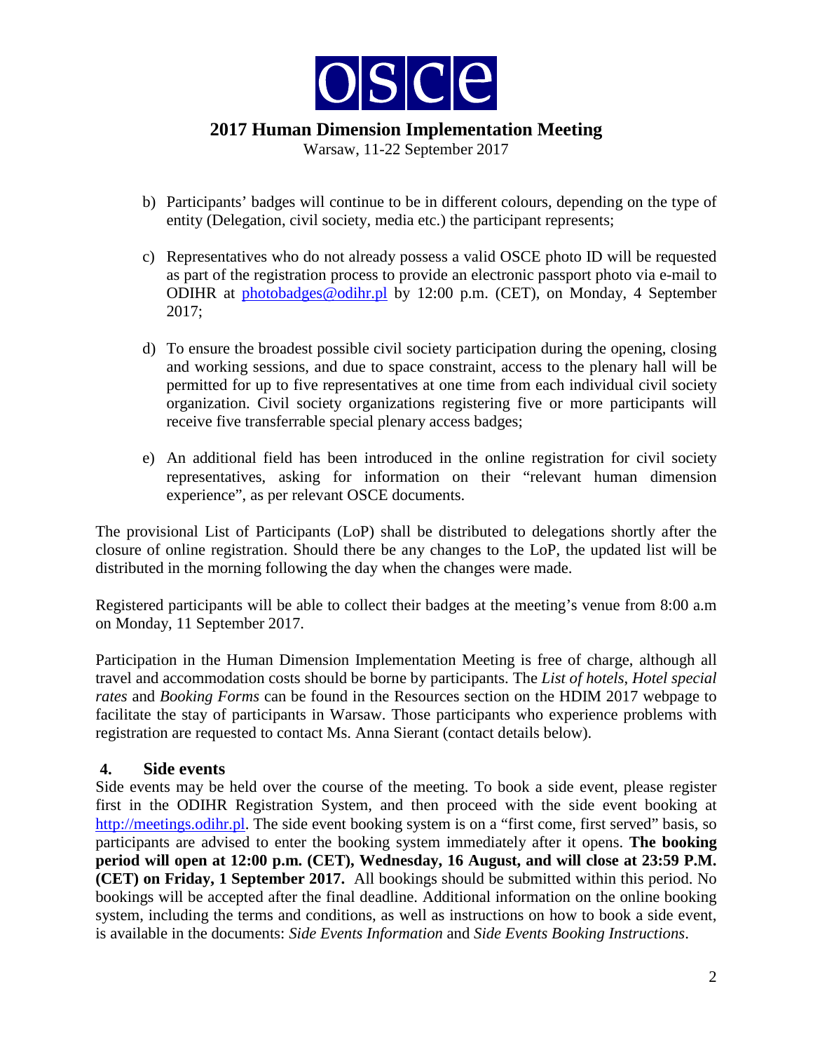b) Participants' badges will continue to be in different colours, depending on the type of entity (Delegation, civil society, media etc.) the participant represents;

c) Representatives who do not already possess a valid OSCE photo ID will be requested as part of the registration process to provide an electronic passport photo via e-mail to ODIHR at [photobadges@odihr.pl](mailto:photobadges@odihr.pl) by 12:00 p.m. (CET), on Monday, 4 September 2017;

d) To ensure the broadest possible civil society participation during the opening, closing and working sessions, and due to space constraint, access to the plenary hall will be permitted for up to five representatives at one time from each individual civil society organization. Civil society organizations registering five or more participants will receive five transferrable special plenary access badges;

e) An additional field has been introduced in the online registration for civil society representatives, asking for information on their "relevant human dimension experience", as per relevant OSCE documents.

The provisional List of Participants (LoP) shall be distributed to delegations shortly after the closure of online registration. Should there be any changes to the LoP, the updated list will be distributed in the morning following the day when the changes were made.

Registered participants will be able to collect their badges at the meeting's venue from 8:00 a.m on Monday, 11 September 2017.

Participation in the Human Dimension Implementation Meeting is free of charge, although all travel and accommodation costs should be borne by participants. The *List of hotels*, *Hotel special rates* and *Booking Forms* can be found in the Resources section on the HDIM 2017 webpage to facilitate the stay of participants in Warsaw. Those participants who experience problems with registration are requested to contact Ms. Anna Sierant (contact details below).

## 4. Side events

Side events may be held over the course of the meeting. To book a side event, please register first in the ODIHR Registration System, and then proceed with the side event booking at [http://meetings.odihr.pl](http://meetings.odihr.pl). The side event booking system is on a "first come, first served" basis, so participants are advised to enter the booking system immediately after it opens. **The booking period will open at 12:00 p.m. (CET), Wednesday, 16 August, and will close at 23:59 P.M. (CET) on Friday, 1 September 2017.** All bookings should be submitted within this period. No bookings will be accepted after the final deadline. Additional information on the online booking system, including the terms and conditions, as well as instructions on how to book a side event, is available in the documents: *Side Events Information* and *Side Events Booking Instructions*.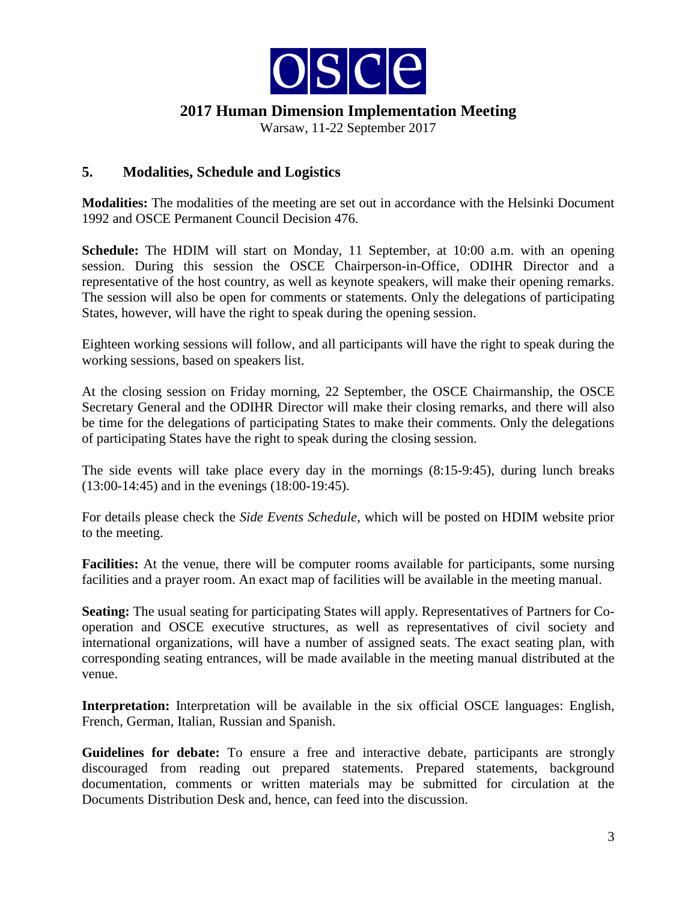# 2017 Human Dimension Implementation Meeting

Warsaw, 11-22 September 2017

## 5. Modalities, Schedule and Logistics

**Modalities:** The modalities of the meeting are set out in accordance with the Helsinki Document 1992 and OSCE Permanent Council Decision 476.

**Schedule:** The HDIM will start on Monday, 11 September, at 10:00 a.m. with an opening session. During this session the OSCE Chairperson-in-Office, ODIHR Director and a representative of the host country, as well as keynote speakers, will make their opening remarks. The session will also be open for comments or statements. Only the delegations of participating States, however, will have the right to speak during the opening session.

Eighteen working sessions will follow, and all participants will have the right to speak during the working sessions, based on speakers list.

At the closing session on Friday morning, 22 September, the OSCE Chairmanship, the OSCE Secretary General and the ODIHR Director will make their closing remarks, and there will also be time for the delegations of participating States to make their comments. Only the delegations of participating States have the right to speak during the closing session.

The side events will take place every day in the mornings (8:15-9:45), during lunch breaks (13:00-14:45) and in the evenings (18:00-19:45).

For details please check the *Side Events Schedule*, which will be posted on HDIM website prior to the meeting.

**Facilities:** At the venue, there will be computer rooms available for participants, some nursing facilities and a prayer room. An exact map of facilities will be available in the meeting manual.

**Seating:** The usual seating for participating States will apply. Representatives of Partners for Co-operation and OSCE executive structures, as well as representatives of civil society and international organizations, will have a number of assigned seats. The exact seating plan, with corresponding seating entrances, will be made available in the meeting manual distributed at the venue.

**Interpretation:** Interpretation will be available in the six official OSCE languages: English, French, German, Italian, Russian and Spanish.

**Guidelines for debate:** To ensure a free and interactive debate, participants are strongly discouraged from reading out prepared statements. Prepared statements, background documentation, comments or written materials may be submitted for circulation at the Documents Distribution Desk and, hence, can feed into the discussion.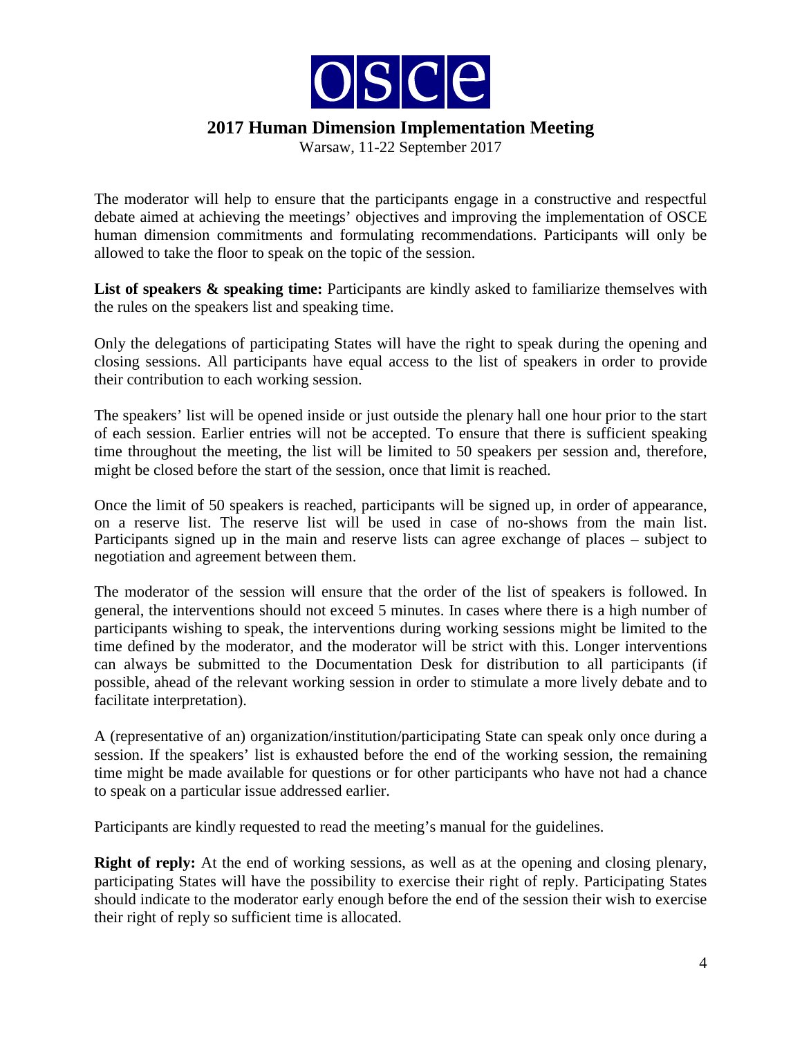**2017 Human Dimension Implementation Meeting**

Warsaw, 11-22 September 2017

The moderator will help to ensure that the participants engage in a constructive and respectful debate aimed at achieving the meetings' objectives and improving the implementation of OSCE human dimension commitments and formulating recommendations. Participants will only be allowed to take the floor to speak on the topic of the session.

**List of speakers & speaking time:** Participants are kindly asked to familiarize themselves with the rules on the speakers list and speaking time.

Only the delegations of participating States will have the right to speak during the opening and closing sessions. All participants have equal access to the list of speakers in order to provide their contribution to each working session.

The speakers' list will be opened inside or just outside the plenary hall one hour prior to the start of each session. Earlier entries will not be accepted. To ensure that there is sufficient speaking time throughout the meeting, the list will be limited to 50 speakers per session and, therefore, might be closed before the start of the session, once that limit is reached.

Once the limit of 50 speakers is reached, participants will be signed up, in order of appearance, on a reserve list. The reserve list will be used in case of no-shows from the main list. Participants signed up in the main and reserve lists can agree exchange of places – subject to negotiation and agreement between them.

The moderator of the session will ensure that the order of the list of speakers is followed. In general, the interventions should not exceed 5 minutes. In cases where there is a high number of participants wishing to speak, the interventions during working sessions might be limited to the time defined by the moderator, and the moderator will be strict with this. Longer interventions can always be submitted to the Documentation Desk for distribution to all participants (if possible, ahead of the relevant working session in order to stimulate a more lively debate and to facilitate interpretation).

A (representative of an) organization/institution/participating State can speak only once during a session. If the speakers' list is exhausted before the end of the working session, the remaining time might be made available for questions or for other participants who have not had a chance to speak on a particular issue addressed earlier.

Participants are kindly requested to read the meeting's manual for the guidelines.

**Right of reply:** At the end of working sessions, as well as at the opening and closing plenary, participating States will have the possibility to exercise their right of reply. Participating States should indicate to the moderator early enough before the end of the session their wish to exercise their right of reply so sufficient time is allocated.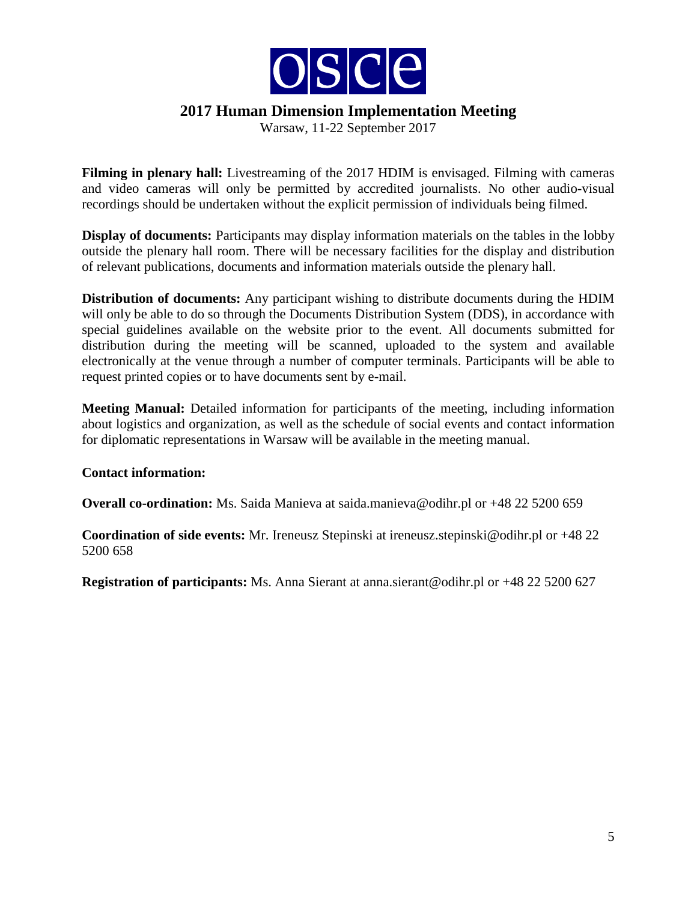OSCE

## 2017 Human Dimension Implementation Meeting

Warsaw, 11-22 September 2017

**Filming in plenary hall:** Livestreaming of the 2017 HDIM is envisaged. Filming with cameras and video cameras will only be permitted by accredited journalists. No other audio-visual recordings should be undertaken without the explicit permission of individuals being filmed.

**Display of documents:** Participants may display information materials on the tables in the lobby outside the plenary hall room. There will be necessary facilities for the display and distribution of relevant publications, documents and information materials outside the plenary hall.

**Distribution of documents:** Any participant wishing to distribute documents during the HDIM will only be able to do so through the Documents Distribution System (DDS), in accordance with special guidelines available on the website prior to the event. All documents submitted for distribution during the meeting will be scanned, uploaded to the system and available electronically at the venue through a number of computer terminals. Participants will be able to request printed copies or to have documents sent by e-mail.

**Meeting Manual:** Detailed information for participants of the meeting, including information about logistics and organization, as well as the schedule of social events and contact information for diplomatic representations in Warsaw will be available in the meeting manual.

**Contact information:**

**Overall co-ordination:** Ms. Saida Manieva at saida.manieva@odihr.pl or +48 22 5200 659

**Coordination of side events:** Mr. Ireneusz Stepinski at ireneusz.stepinski@odihr.pl or +48 22 5200 658

**Registration of participants:** Ms. Anna Sierant at anna.sierant@odihr.pl or +48 22 5200 627